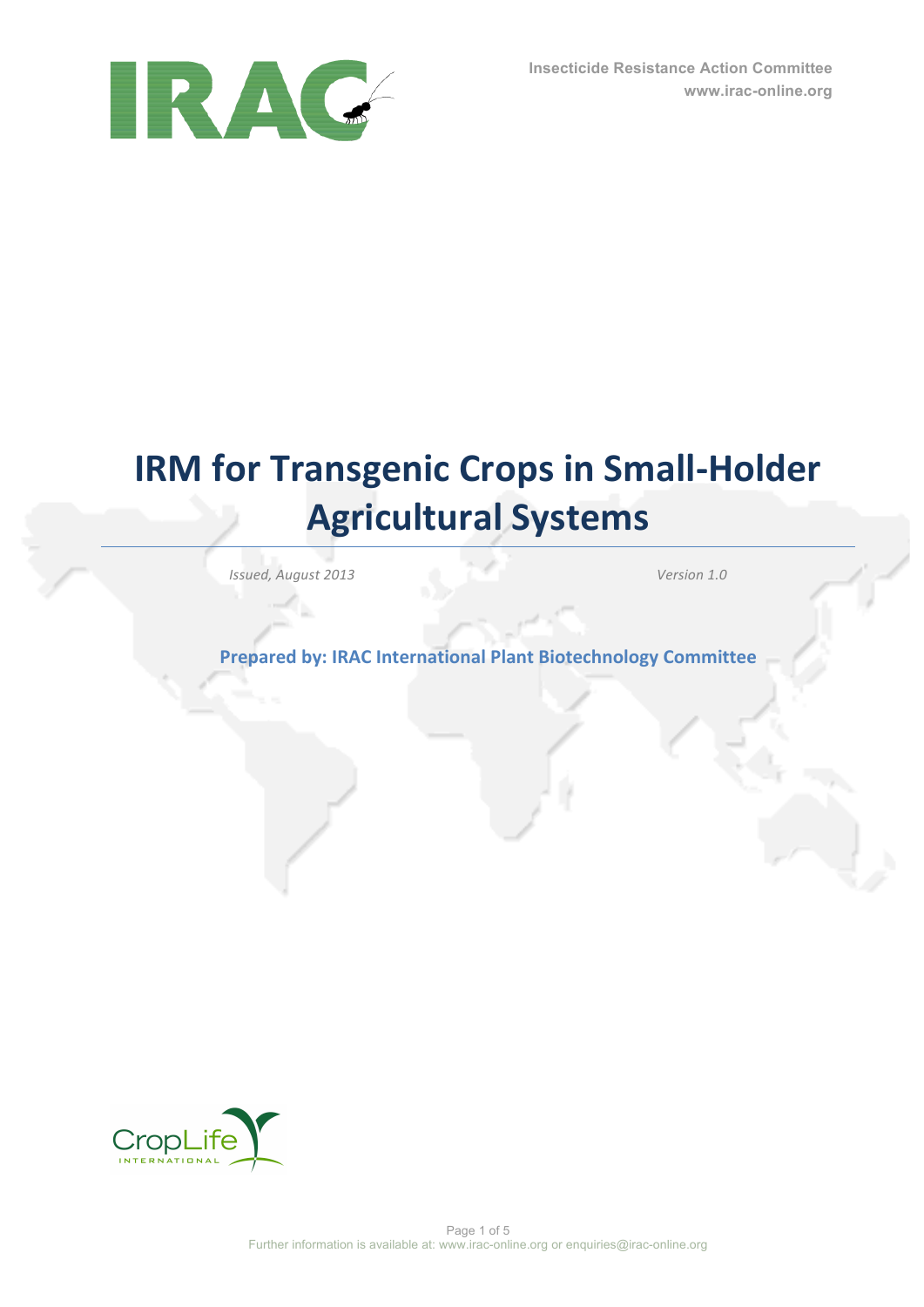Insecticide Resistance Action Committee
www.irac-online.org

# IRM for Transgenic Crops in Small-Holder Agricultural Systems

*Issued, August 2013* *Version 1.0*

**Prepared by: IRAC International Plant Biotechnology Committee**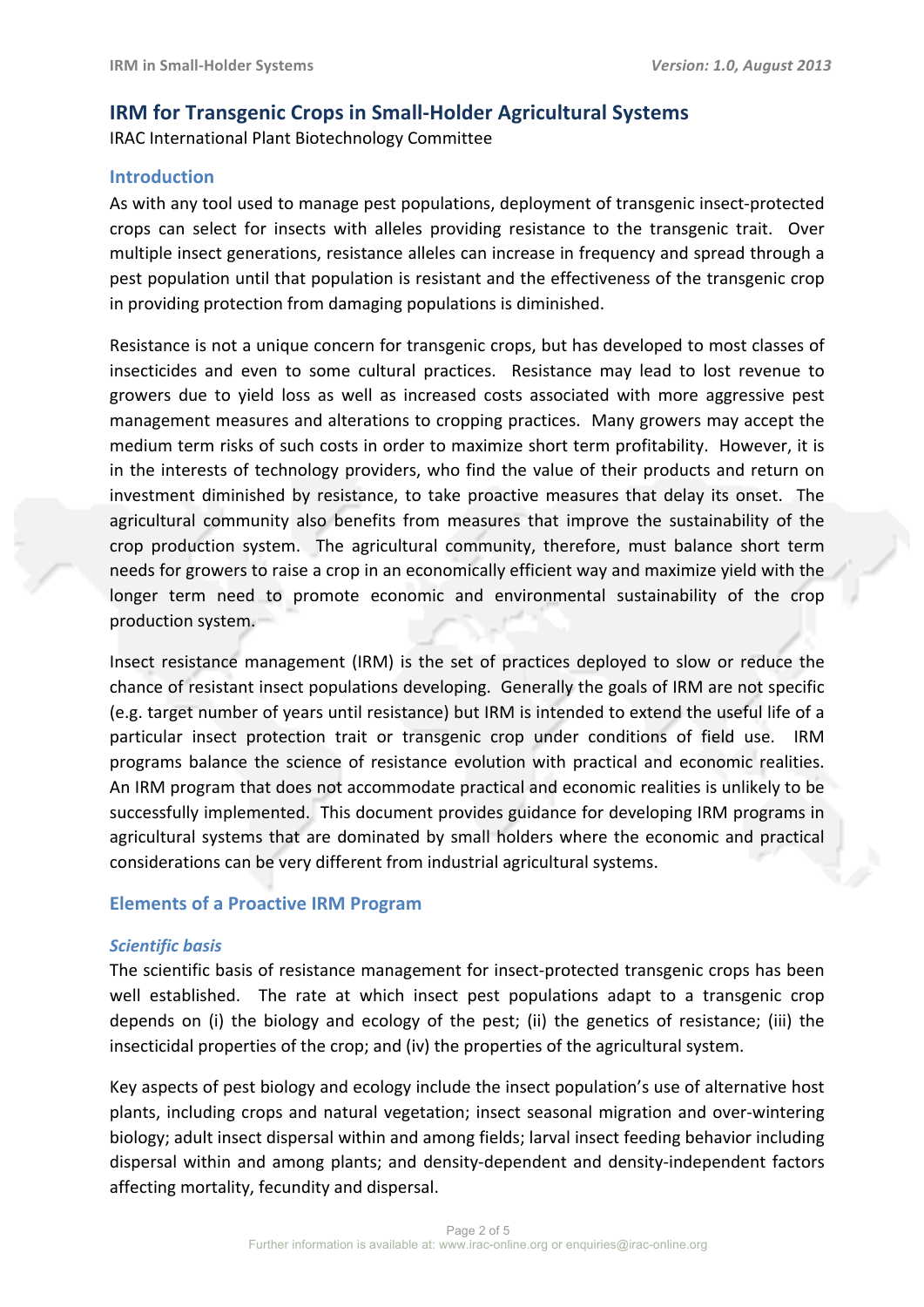## IRM for Transgenic Crops in Small-Holder Agricultural Systems

IRAC International Plant Biotechnology Committee

### Introduction

As with any tool used to manage pest populations, deployment of transgenic insect-protected crops can select for insects with alleles providing resistance to the transgenic trait. Over multiple insect generations, resistance alleles can increase in frequency and spread through a pest population until that population is resistant and the effectiveness of the transgenic crop in providing protection from damaging populations is diminished.

Resistance is not a unique concern for transgenic crops, but has developed to most classes of insecticides and even to some cultural practices. Resistance may lead to lost revenue to growers due to yield loss as well as increased costs associated with more aggressive pest management measures and alterations to cropping practices. Many growers may accept the medium term risks of such costs in order to maximize short term profitability. However, it is in the interests of technology providers, who find the value of their products and return on investment diminished by resistance, to take proactive measures that delay its onset. The agricultural community also benefits from measures that improve the sustainability of the crop production system. The agricultural community, therefore, must balance short term needs for growers to raise a crop in an economically efficient way and maximize yield with the longer term need to promote economic and environmental sustainability of the crop production system.

Insect resistance management (IRM) is the set of practices deployed to slow or reduce the chance of resistant insect populations developing. Generally the goals of IRM are not specific (e.g. target number of years until resistance) but IRM is intended to extend the useful life of a particular insect protection trait or transgenic crop under conditions of field use. IRM programs balance the science of resistance evolution with practical and economic realities. An IRM program that does not accommodate practical and economic realities is unlikely to be successfully implemented. This document provides guidance for developing IRM programs in agricultural systems that are dominated by small holders where the economic and practical considerations can be very different from industrial agricultural systems.

### Elements of a Proactive IRM Program

#### *Scientific basis*

The scientific basis of resistance management for insect-protected transgenic crops has been well established. The rate at which insect pest populations adapt to a transgenic crop depends on (i) the biology and ecology of the pest; (ii) the genetics of resistance; (iii) the insecticidal properties of the crop; and (iv) the properties of the agricultural system.

Key aspects of pest biology and ecology include the insect population's use of alternative host plants, including crops and natural vegetation; insect seasonal migration and over-wintering biology; adult insect dispersal within and among fields; larval insect feeding behavior including dispersal within and among plants; and density-dependent and density-independent factors affecting mortality, fecundity and dispersal.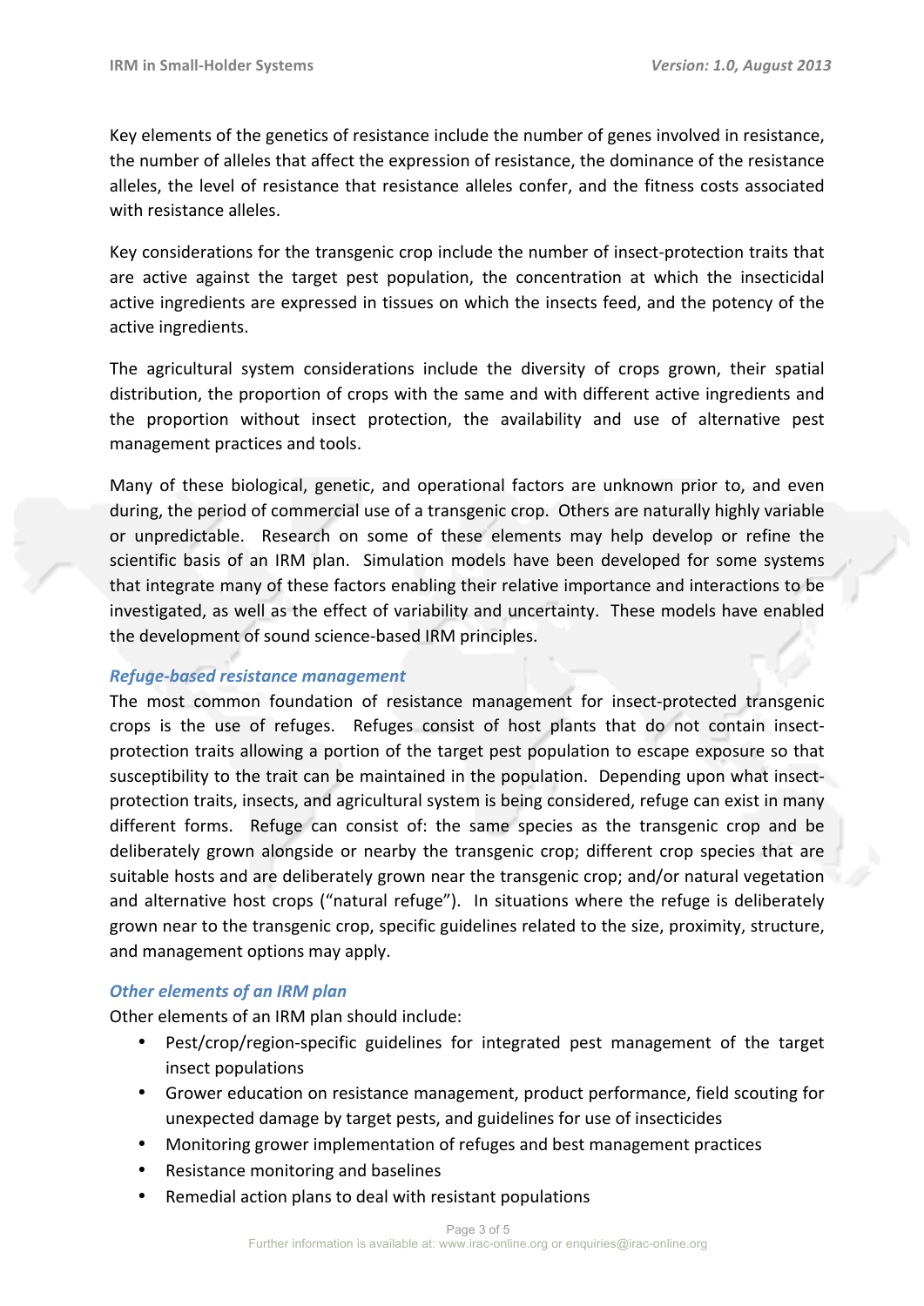Key elements of the genetics of resistance include the number of genes involved in resistance, the number of alleles that affect the expression of resistance, the dominance of the resistance alleles, the level of resistance that resistance alleles confer, and the fitness costs associated with resistance alleles.

Key considerations for the transgenic crop include the number of insect-protection traits that are active against the target pest population, the concentration at which the insecticidal active ingredients are expressed in tissues on which the insects feed, and the potency of the active ingredients.

The agricultural system considerations include the diversity of crops grown, their spatial distribution, the proportion of crops with the same and with different active ingredients and the proportion without insect protection, the availability and use of alternative pest management practices and tools.

Many of these biological, genetic, and operational factors are unknown prior to, and even during, the period of commercial use of a transgenic crop. Others are naturally highly variable or unpredictable. Research on some of these elements may help develop or refine the scientific basis of an IRM plan. Simulation models have been developed for some systems that integrate many of these factors enabling their relative importance and interactions to be investigated, as well as the effect of variability and uncertainty. These models have enabled the development of sound science-based IRM principles.

### *Refuge-based resistance management*

The most common foundation of resistance management for insect-protected transgenic crops is the use of refuges. Refuges consist of host plants that do not contain insect-protection traits allowing a portion of the target pest population to escape exposure so that susceptibility to the trait can be maintained in the population. Depending upon what insect-protection traits, insects, and agricultural system is being considered, refuge can exist in many different forms. Refuge can consist of: the same species as the transgenic crop and be deliberately grown alongside or nearby the transgenic crop; different crop species that are suitable hosts and are deliberately grown near the transgenic crop; and/or natural vegetation and alternative host crops ("natural refuge"). In situations where the refuge is deliberately grown near to the transgenic crop, specific guidelines related to the size, proximity, structure, and management options may apply.

### *Other elements of an IRM plan*

Other elements of an IRM plan should include:

- Pest/crop/region-specific guidelines for integrated pest management of the target insect populations
- Grower education on resistance management, product performance, field scouting for unexpected damage by target pests, and guidelines for use of insecticides
- Monitoring grower implementation of refuges and best management practices
- Resistance monitoring and baselines
- Remedial action plans to deal with resistant populations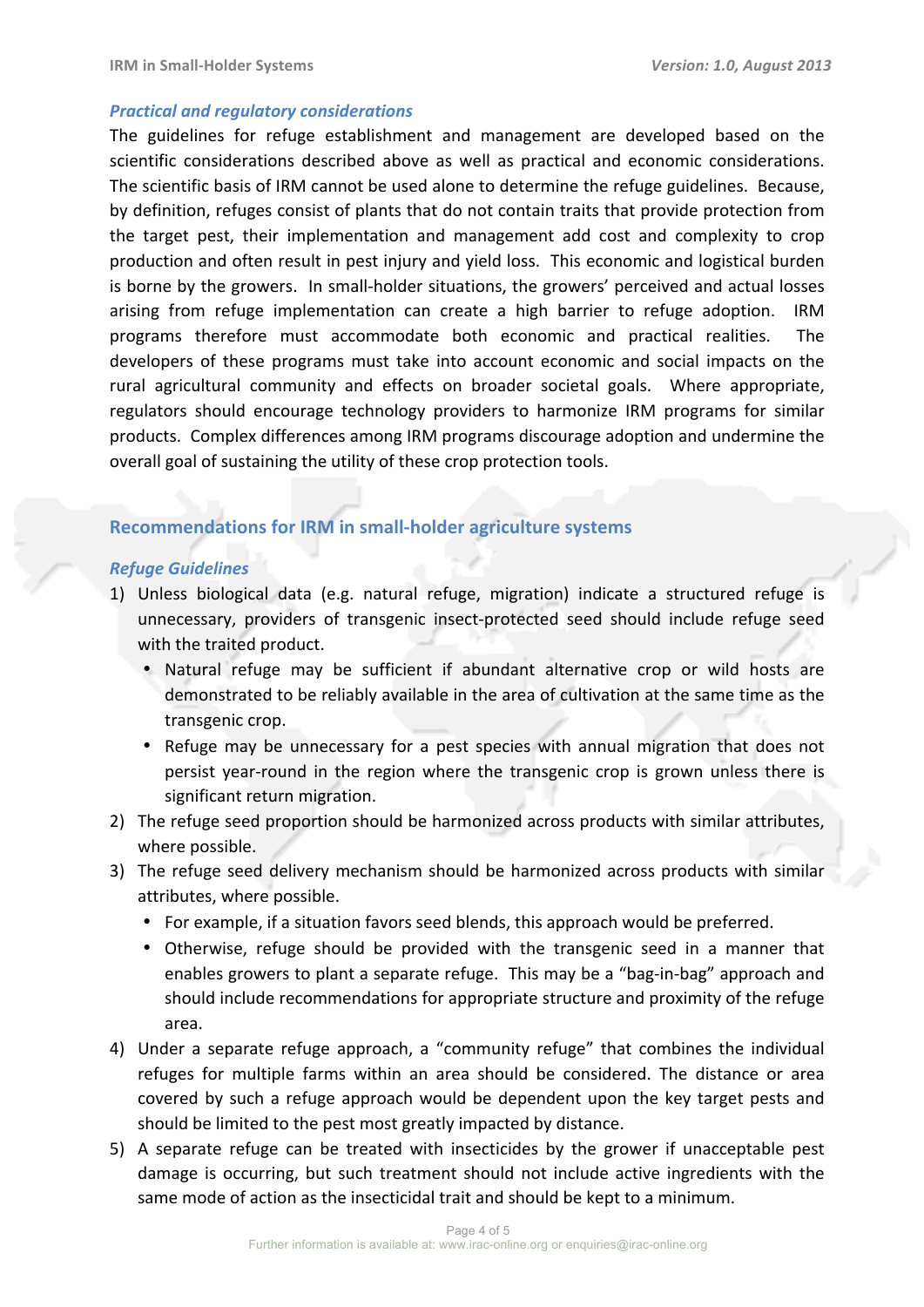### *Practical and regulatory considerations*

The guidelines for refuge establishment and management are developed based on the scientific considerations described above as well as practical and economic considerations. The scientific basis of IRM cannot be used alone to determine the refuge guidelines. Because, by definition, refuges consist of plants that do not contain traits that provide protection from the target pest, their implementation and management add cost and complexity to crop production and often result in pest injury and yield loss. This economic and logistical burden is borne by the growers. In small-holder situations, the growers' perceived and actual losses arising from refuge implementation can create a high barrier to refuge adoption. IRM programs therefore must accommodate both economic and practical realities. The developers of these programs must take into account economic and social impacts on the rural agricultural community and effects on broader societal goals. Where appropriate, regulators should encourage technology providers to harmonize IRM programs for similar products. Complex differences among IRM programs discourage adoption and undermine the overall goal of sustaining the utility of these crop protection tools.

## Recommendations for IRM in small-holder agriculture systems

### *Refuge Guidelines*

1) Unless biological data (e.g. natural refuge, migration) indicate a structured refuge is unnecessary, providers of transgenic insect-protected seed should include refuge seed with the traited product.
   - Natural refuge may be sufficient if abundant alternative crop or wild hosts are demonstrated to be reliably available in the area of cultivation at the same time as the transgenic crop.
   - Refuge may be unnecessary for a pest species with annual migration that does not persist year-round in the region where the transgenic crop is grown unless there is significant return migration.
2) The refuge seed proportion should be harmonized across products with similar attributes, where possible.
3) The refuge seed delivery mechanism should be harmonized across products with similar attributes, where possible.
   - For example, if a situation favors seed blends, this approach would be preferred.
   - Otherwise, refuge should be provided with the transgenic seed in a manner that enables growers to plant a separate refuge. This may be a "bag-in-bag" approach and should include recommendations for appropriate structure and proximity of the refuge area.
4) Under a separate refuge approach, a "community refuge" that combines the individual refuges for multiple farms within an area should be considered. The distance or area covered by such a refuge approach would be dependent upon the key target pests and should be limited to the pest most greatly impacted by distance.
5) A separate refuge can be treated with insecticides by the grower if unacceptable pest damage is occurring, but such treatment should not include active ingredients with the same mode of action as the insecticidal trait and should be kept to a minimum.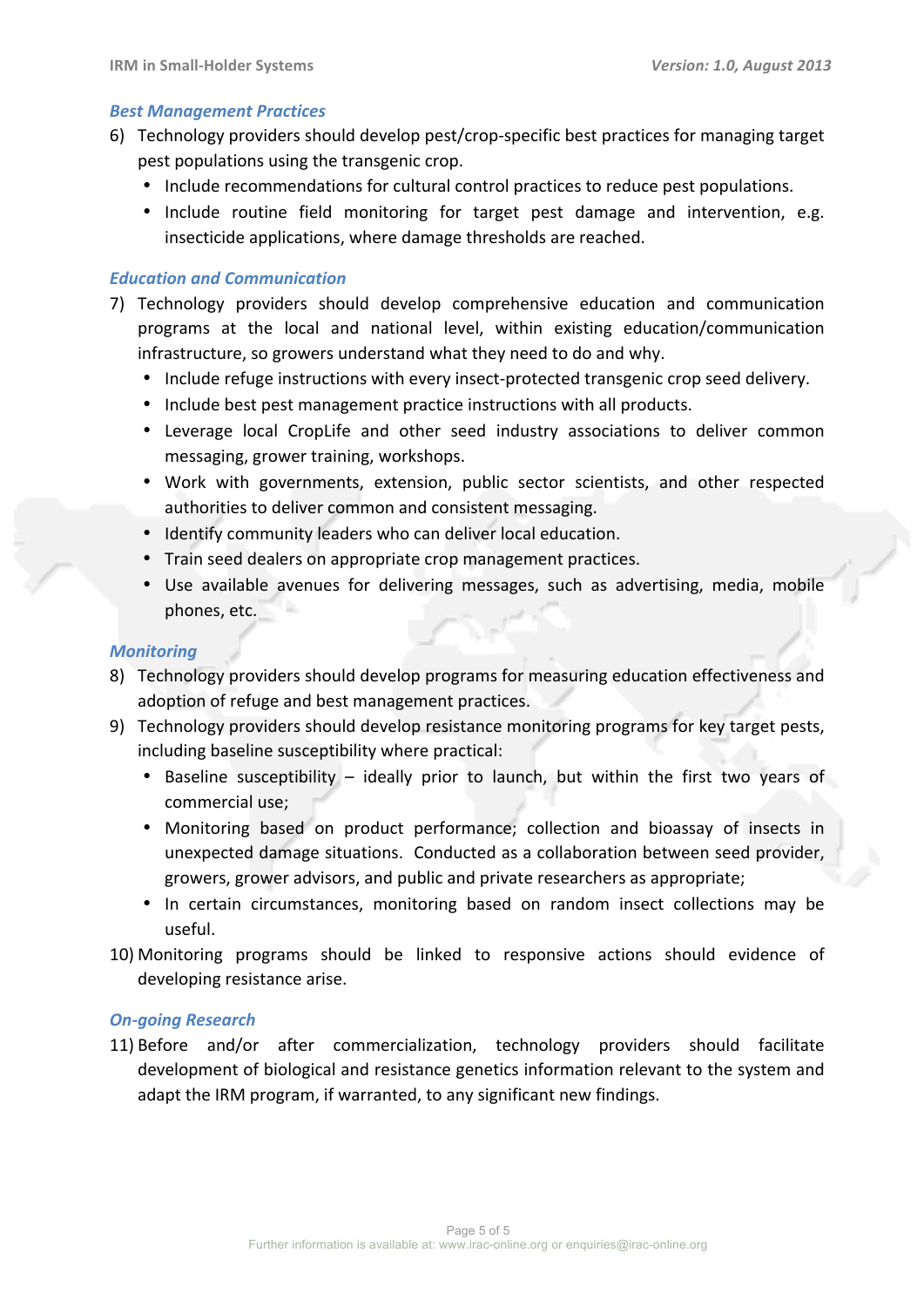### *Best Management Practices*

6) Technology providers should develop pest/crop-specific best practices for managing target pest populations using the transgenic crop.
   - Include recommendations for cultural control practices to reduce pest populations.
   - Include routine field monitoring for target pest damage and intervention, e.g. insecticide applications, where damage thresholds are reached.

### *Education and Communication*

7) Technology providers should develop comprehensive education and communication programs at the local and national level, within existing education/communication infrastructure, so growers understand what they need to do and why.
   - Include refuge instructions with every insect-protected transgenic crop seed delivery.
   - Include best pest management practice instructions with all products.
   - Leverage local CropLife and other seed industry associations to deliver common messaging, grower training, workshops.
   - Work with governments, extension, public sector scientists, and other respected authorities to deliver common and consistent messaging.
   - Identify community leaders who can deliver local education.
   - Train seed dealers on appropriate crop management practices.
   - Use available avenues for delivering messages, such as advertising, media, mobile phones, etc.

### *Monitoring*

8) Technology providers should develop programs for measuring education effectiveness and adoption of refuge and best management practices.
9) Technology providers should develop resistance monitoring programs for key target pests, including baseline susceptibility where practical:
   - Baseline susceptibility – ideally prior to launch, but within the first two years of commercial use;
   - Monitoring based on product performance; collection and bioassay of insects in unexpected damage situations. Conducted as a collaboration between seed provider, growers, grower advisors, and public and private researchers as appropriate;
   - In certain circumstances, monitoring based on random insect collections may be useful.
10) Monitoring programs should be linked to responsive actions should evidence of developing resistance arise.

### *On-going Research*

11) Before and/or after commercialization, technology providers should facilitate development of biological and resistance genetics information relevant to the system and adapt the IRM program, if warranted, to any significant new findings.